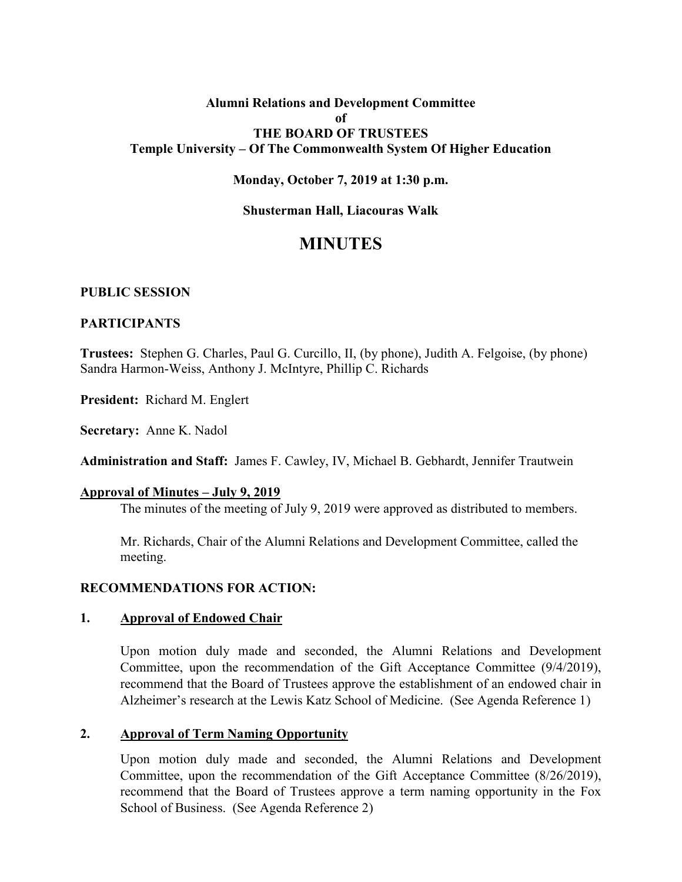**Alumni Relations and Development Committee**
**of**
**THE BOARD OF TRUSTEES**
**Temple University – Of The Commonwealth System Of Higher Education**

**Monday, October 7, 2019 at 1:30 p.m.**

**Shusterman Hall, Liacouras Walk**

# MINUTES

**PUBLIC SESSION**

**PARTICIPANTS**

**Trustees:** Stephen G. Charles, Paul G. Curcillo, II, (by phone), Judith A. Felgoise, (by phone) Sandra Harmon-Weiss, Anthony J. McIntyre, Phillip C. Richards

**President:** Richard M. Englert

**Secretary:** Anne K. Nadol

**Administration and Staff:** James F. Cawley, IV, Michael B. Gebhardt, Jennifer Trautwein

**Approval of Minutes – July 9, 2019**

The minutes of the meeting of July 9, 2019 were approved as distributed to members.

Mr. Richards, Chair of the Alumni Relations and Development Committee, called the meeting.

**RECOMMENDATIONS FOR ACTION:**

**1. Approval of Endowed Chair**

Upon motion duly made and seconded, the Alumni Relations and Development Committee, upon the recommendation of the Gift Acceptance Committee (9/4/2019), recommend that the Board of Trustees approve the establishment of an endowed chair in Alzheimer's research at the Lewis Katz School of Medicine. (See Agenda Reference 1)

**2. Approval of Term Naming Opportunity**

Upon motion duly made and seconded, the Alumni Relations and Development Committee, upon the recommendation of the Gift Acceptance Committee (8/26/2019), recommend that the Board of Trustees approve a term naming opportunity in the Fox School of Business. (See Agenda Reference 2)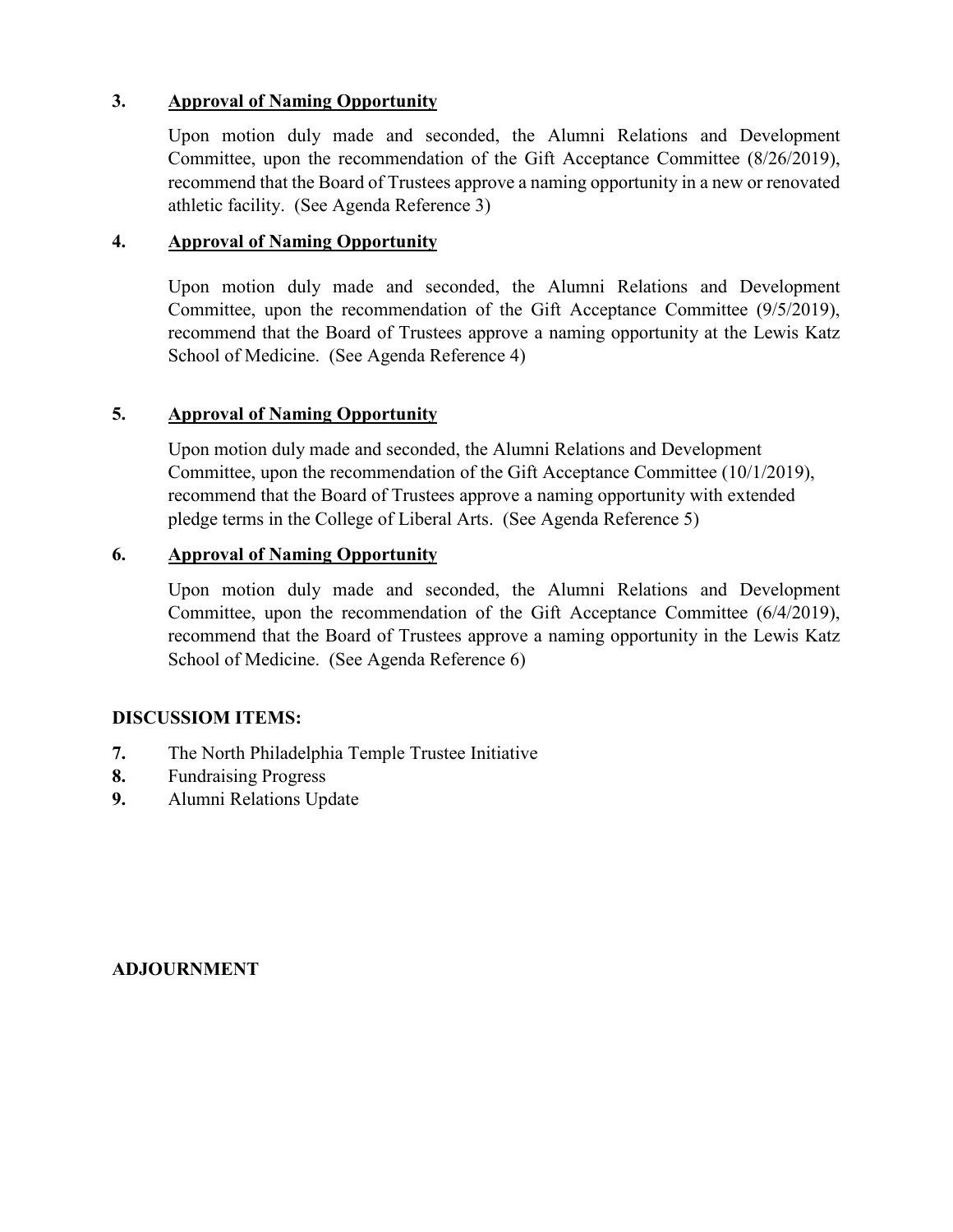**3. Approval of Naming Opportunity**

Upon motion duly made and seconded, the Alumni Relations and Development Committee, upon the recommendation of the Gift Acceptance Committee (8/26/2019), recommend that the Board of Trustees approve a naming opportunity in a new or renovated athletic facility. (See Agenda Reference 3)

**4. Approval of Naming Opportunity**

Upon motion duly made and seconded, the Alumni Relations and Development Committee, upon the recommendation of the Gift Acceptance Committee (9/5/2019), recommend that the Board of Trustees approve a naming opportunity at the Lewis Katz School of Medicine. (See Agenda Reference 4)

**5. Approval of Naming Opportunity**

Upon motion duly made and seconded, the Alumni Relations and Development Committee, upon the recommendation of the Gift Acceptance Committee (10/1/2019), recommend that the Board of Trustees approve a naming opportunity with extended pledge terms in the College of Liberal Arts. (See Agenda Reference 5)

**6. Approval of Naming Opportunity**

Upon motion duly made and seconded, the Alumni Relations and Development Committee, upon the recommendation of the Gift Acceptance Committee (6/4/2019), recommend that the Board of Trustees approve a naming opportunity in the Lewis Katz School of Medicine. (See Agenda Reference 6)

**DISCUSSIOM ITEMS:**

**7.** The North Philadelphia Temple Trustee Initiative
**8.** Fundraising Progress
**9.** Alumni Relations Update

**ADJOURNMENT**